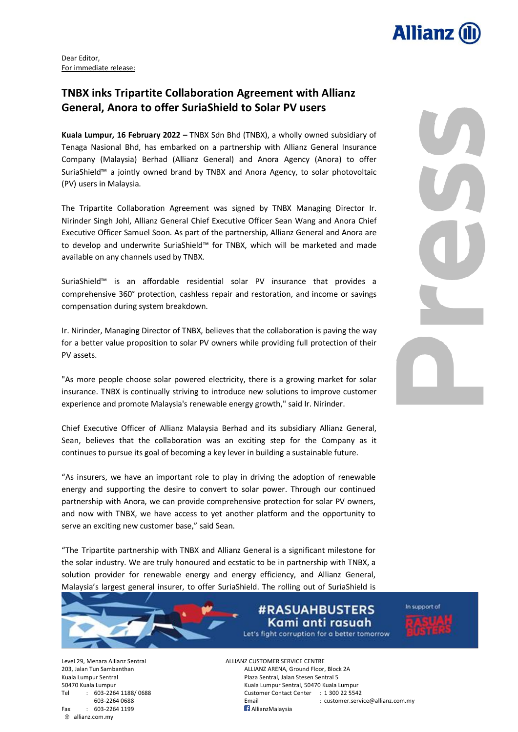Dear Editor,
For immediate release:

## TNBX inks Tripartite Collaboration Agreement with Allianz General, Anora to offer SuriaShield to Solar PV users

**Kuala Lumpur, 16 February 2022 –** TNBX Sdn Bhd (TNBX), a wholly owned subsidiary of Tenaga Nasional Bhd, has embarked on a partnership with Allianz General Insurance Company (Malaysia) Berhad (Allianz General) and Anora Agency (Anora) to offer SuriaShield™ a jointly owned brand by TNBX and Anora Agency, to solar photovoltaic (PV) users in Malaysia.

The Tripartite Collaboration Agreement was signed by TNBX Managing Director Ir. Nirinder Singh Johl, Allianz General Chief Executive Officer Sean Wang and Anora Chief Executive Officer Samuel Soon. As part of the partnership, Allianz General and Anora are to develop and underwrite SuriaShield™ for TNBX, which will be marketed and made available on any channels used by TNBX.

SuriaShield™ is an affordable residential solar PV insurance that provides a comprehensive 360° protection, cashless repair and restoration, and income or savings compensation during system breakdown.

Ir. Nirinder, Managing Director of TNBX, believes that the collaboration is paving the way for a better value proposition to solar PV owners while providing full protection of their PV assets.

"As more people choose solar powered electricity, there is a growing market for solar insurance. TNBX is continually striving to introduce new solutions to improve customer experience and promote Malaysia's renewable energy growth," said Ir. Nirinder.

Chief Executive Officer of Allianz Malaysia Berhad and its subsidiary Allianz General, Sean, believes that the collaboration was an exciting step for the Company as it continues to pursue its goal of becoming a key lever in building a sustainable future.

"As insurers, we have an important role to play in driving the adoption of renewable energy and supporting the desire to convert to solar power. Through our continued partnership with Anora, we can provide comprehensive protection for solar PV owners, and now with TNBX, we have access to yet another platform and the opportunity to serve an exciting new customer base," said Sean.

"The Tripartite partnership with TNBX and Allianz General is a significant milestone for the solar industry. We are truly honoured and ecstatic to be in partnership with TNBX, a solution provider for renewable energy and energy efficiency, and Allianz General, Malaysia's largest general insurer, to offer SuriaShield. The rolling out of SuriaShield is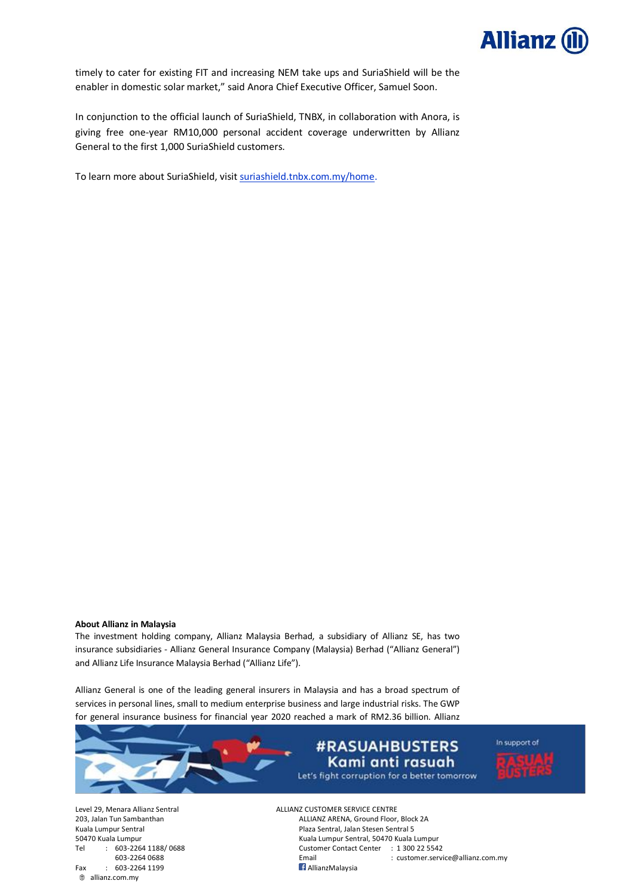timely to cater for existing FIT and increasing NEM take ups and SuriaShield will be the enabler in domestic solar market," said Anora Chief Executive Officer, Samuel Soon.

In conjunction to the official launch of SuriaShield, TNBX, in collaboration with Anora, is giving free one-year RM10,000 personal accident coverage underwritten by Allianz General to the first 1,000 SuriaShield customers.

To learn more about SuriaShield, visit [suriashield.tnbx.com.my/home](suriashield.tnbx.com.my/home).

**About Allianz in Malaysia**

The investment holding company, Allianz Malaysia Berhad, a subsidiary of Allianz SE, has two insurance subsidiaries - Allianz General Insurance Company (Malaysia) Berhad ("Allianz General") and Allianz Life Insurance Malaysia Berhad ("Allianz Life").

Allianz General is one of the leading general insurers in Malaysia and has a broad spectrum of services in personal lines, small to medium enterprise business and large industrial risks. The GWP for general insurance business for financial year 2020 reached a mark of RM2.36 billion. Allianz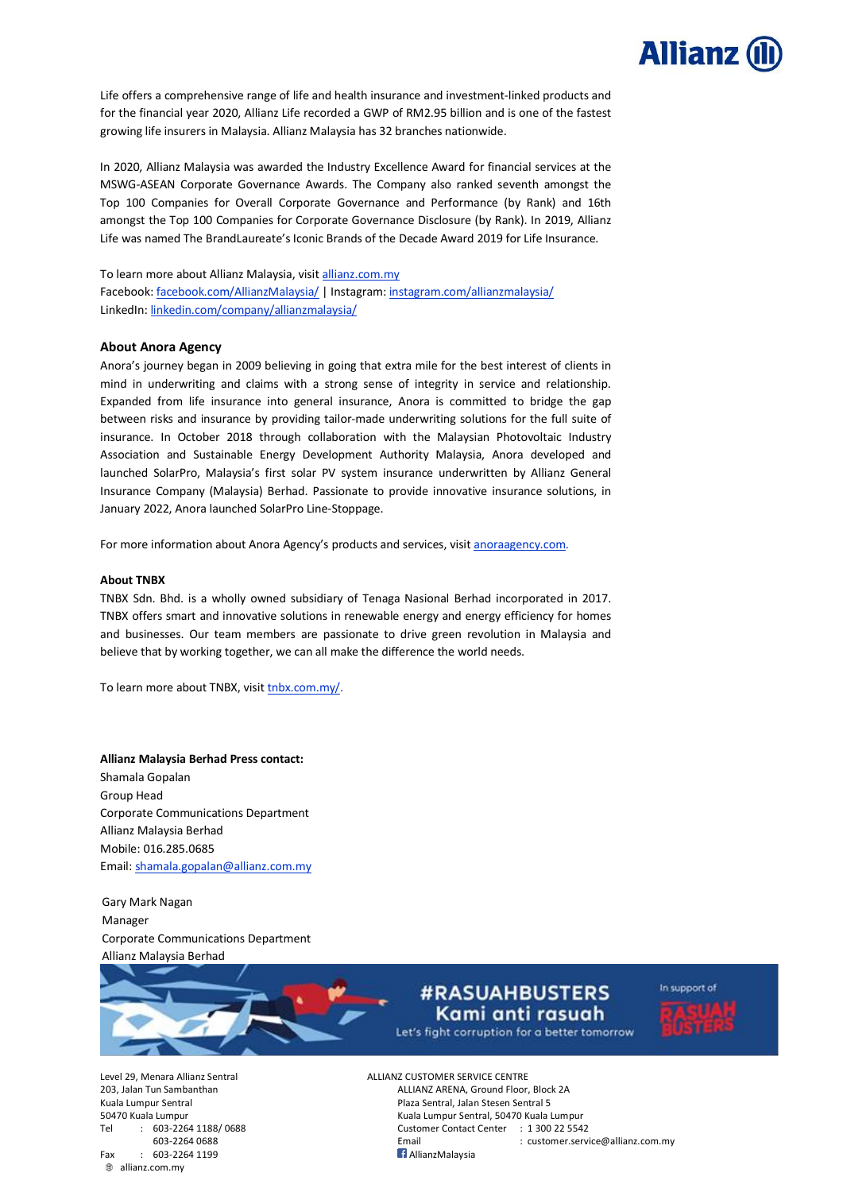Life offers a comprehensive range of life and health insurance and investment-linked products and for the financial year 2020, Allianz Life recorded a GWP of RM2.95 billion and is one of the fastest growing life insurers in Malaysia. Allianz Malaysia has 32 branches nationwide.

In 2020, Allianz Malaysia was awarded the Industry Excellence Award for financial services at the MSWG-ASEAN Corporate Governance Awards. The Company also ranked seventh amongst the Top 100 Companies for Overall Corporate Governance and Performance (by Rank) and 16th amongst the Top 100 Companies for Corporate Governance Disclosure (by Rank). In 2019, Allianz Life was named The BrandLaureate's Iconic Brands of the Decade Award 2019 for Life Insurance.

To learn more about Allianz Malaysia, visit allianz.com.my
Facebook: facebook.com/AllianzMalaysia/ | Instagram: instagram.com/allianzmalaysia/
LinkedIn: linkedin.com/company/allianzmalaysia/

**About Anora Agency**

Anora's journey began in 2009 believing in going that extra mile for the best interest of clients in mind in underwriting and claims with a strong sense of integrity in service and relationship. Expanded from life insurance into general insurance, Anora is committed to bridge the gap between risks and insurance by providing tailor-made underwriting solutions for the full suite of insurance. In October 2018 through collaboration with the Malaysian Photovoltaic Industry Association and Sustainable Energy Development Authority Malaysia, Anora developed and launched SolarPro, Malaysia's first solar PV system insurance underwritten by Allianz General Insurance Company (Malaysia) Berhad. Passionate to provide innovative insurance solutions, in January 2022, Anora launched SolarPro Line-Stoppage.

For more information about Anora Agency's products and services, visit anoraagency.com.

**About TNBX**

TNBX Sdn. Bhd. is a wholly owned subsidiary of Tenaga Nasional Berhad incorporated in 2017. TNBX offers smart and innovative solutions in renewable energy and energy efficiency for homes and businesses. Our team members are passionate to drive green revolution in Malaysia and believe that by working together, we can all make the difference the world needs.

To learn more about TNBX, visit tnbx.com.my/.

**Allianz Malaysia Berhad Press contact:**

Shamala Gopalan
Group Head
Corporate Communications Department
Allianz Malaysia Berhad
Mobile: 016.285.0685
Email: shamala.gopalan@allianz.com.my

Gary Mark Nagan
Manager
Corporate Communications Department
Allianz Malaysia Berhad

#RASUAHBUSTERS
Kami anti rasuah
Let's fight corruption for a better tomorrow
In support of RASUAH BUSTERS

Level 29, Menara Allianz Sentral
203, Jalan Tun Sambanthan
Kuala Lumpur Sentral
50470 Kuala Lumpur
Tel : 603-2264 1188/ 0688
603-2264 0688
Fax : 603-2264 1199
allianz.com.my

ALLIANZ CUSTOMER SERVICE CENTRE
ALLIANZ ARENA, Ground Floor, Block 2A
Plaza Sentral, Jalan Stesen Sentral 5
Kuala Lumpur Sentral, 50470 Kuala Lumpur
Customer Contact Center : 1 300 22 5542
Email : customer.service@allianz.com.my
AllianzMalaysia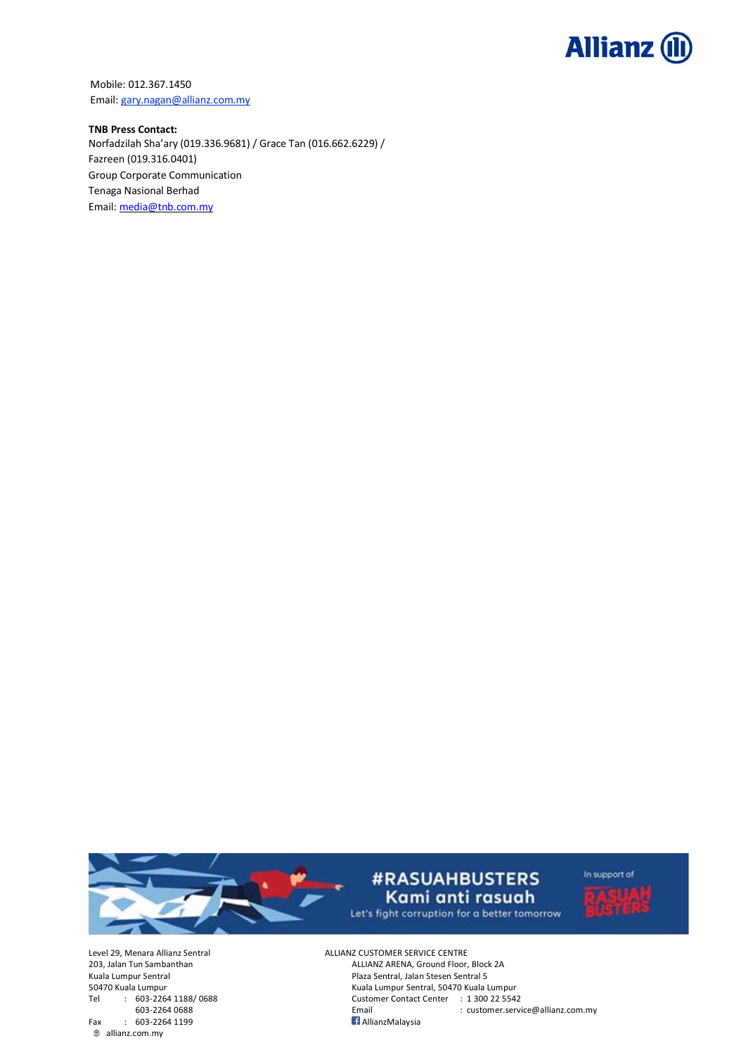Mobile: 012.367.1450
Email: gary.nagan@allianz.com.my

**TNB Press Contact:**
Norfadzilah Sha'ary (019.336.9681) / Grace Tan (016.662.6229) /
Fazreen (019.316.0401)
Group Corporate Communication
Tenaga Nasional Berhad
Email: media@tnb.com.my

#RASUAHBUSTERS
Kami anti rasuah
Let's fight corruption for a better tomorrow
In support of RASUAH BUSTERS

Level 29, Menara Allianz Sentral
203, Jalan Tun Sambanthan
Kuala Lumpur Sentral
50470 Kuala Lumpur
Tel : 603-2264 1188/ 0688
603-2264 0688
Fax : 603-2264 1199
allianz.com.my

ALLIANZ CUSTOMER SERVICE CENTRE
ALLIANZ ARENA, Ground Floor, Block 2A
Plaza Sentral, Jalan Stesen Sentral 5
Kuala Lumpur Sentral, 50470 Kuala Lumpur
Customer Contact Center : 1 300 22 5542
Email : customer.service@allianz.com.my
AllianzMalaysia